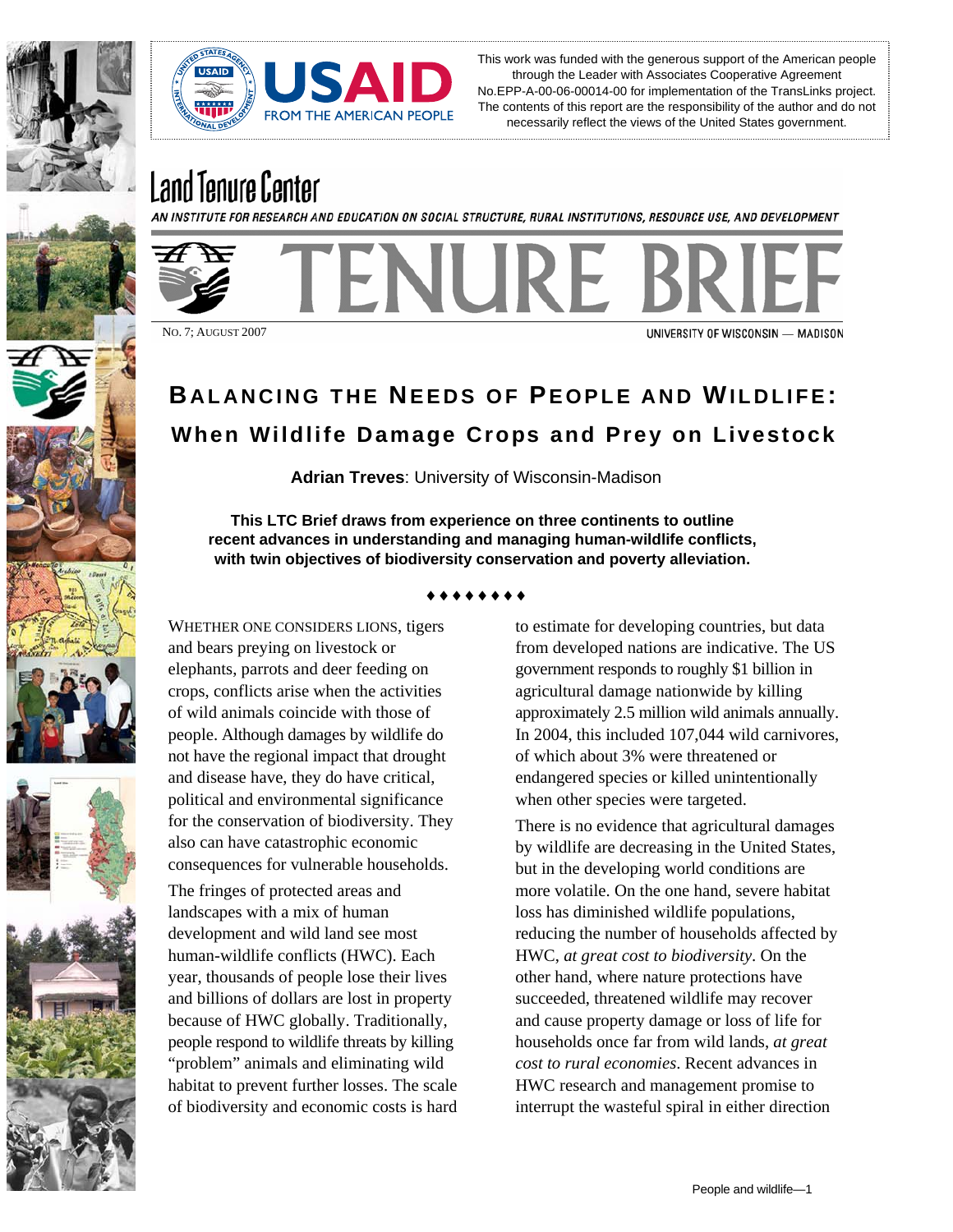This work was funded with the generous support of the American people through the Leader with Associates Cooperative Agreement No.EPP-A-00-06-00014-00 for implementation of the TransLinks project. The contents of this report are the responsibility of the author and do not necessarily reflect the views of the United States government.

Land Tenure Center

AN INSTITUTE FOR RESEARCH AND EDUCATION ON SOCIAL STRUCTURE, RURAL INSTITUTIONS, RESOURCE USE, AND DEVELOPMENT

TENURE BRIEF

NO. 7; AUGUST 2007

UNIVERSITY OF WISCONSIN — MADISON

# BALANCING THE NEEDS OF PEOPLE AND WILDLIFE:

## When Wildlife Damage Crops and Prey on Livestock

**Adrian Treves**: University of Wisconsin-Madison

**This LTC Brief draws from experience on three continents to outline recent advances in understanding and managing human-wildlife conflicts, with twin objectives of biodiversity conservation and poverty alleviation.**

♦♦♦♦♦♦♦♦

WHETHER ONE CONSIDERS LIONS, tigers and bears preying on livestock or elephants, parrots and deer feeding on crops, conflicts arise when the activities of wild animals coincide with those of people. Although damages by wildlife do not have the regional impact that drought and disease have, they do have critical, political and environmental significance for the conservation of biodiversity. They also can have catastrophic economic consequences for vulnerable households.

The fringes of protected areas and landscapes with a mix of human development and wild land see most human-wildlife conflicts (HWC). Each year, thousands of people lose their lives and billions of dollars are lost in property because of HWC globally. Traditionally, people respond to wildlife threats by killing "problem" animals and eliminating wild habitat to prevent further losses. The scale of biodiversity and economic costs is hard to estimate for developing countries, but data from developed nations are indicative. The US government responds to roughly $1 billion in agricultural damage nationwide by killing approximately 2.5 million wild animals annually. In 2004, this included 107,044 wild carnivores, of which about 3% were threatened or endangered species or killed unintentionally when other species were targeted.

There is no evidence that agricultural damages by wildlife are decreasing in the United States, but in the developing world conditions are more volatile. On the one hand, severe habitat loss has diminished wildlife populations, reducing the number of households affected by HWC, *at great cost to biodiversity*. On the other hand, where nature protections have succeeded, threatened wildlife may recover and cause property damage or loss of life for households once far from wild lands, *at great cost to rural economies*. Recent advances in HWC research and management promise to interrupt the wasteful spiral in either direction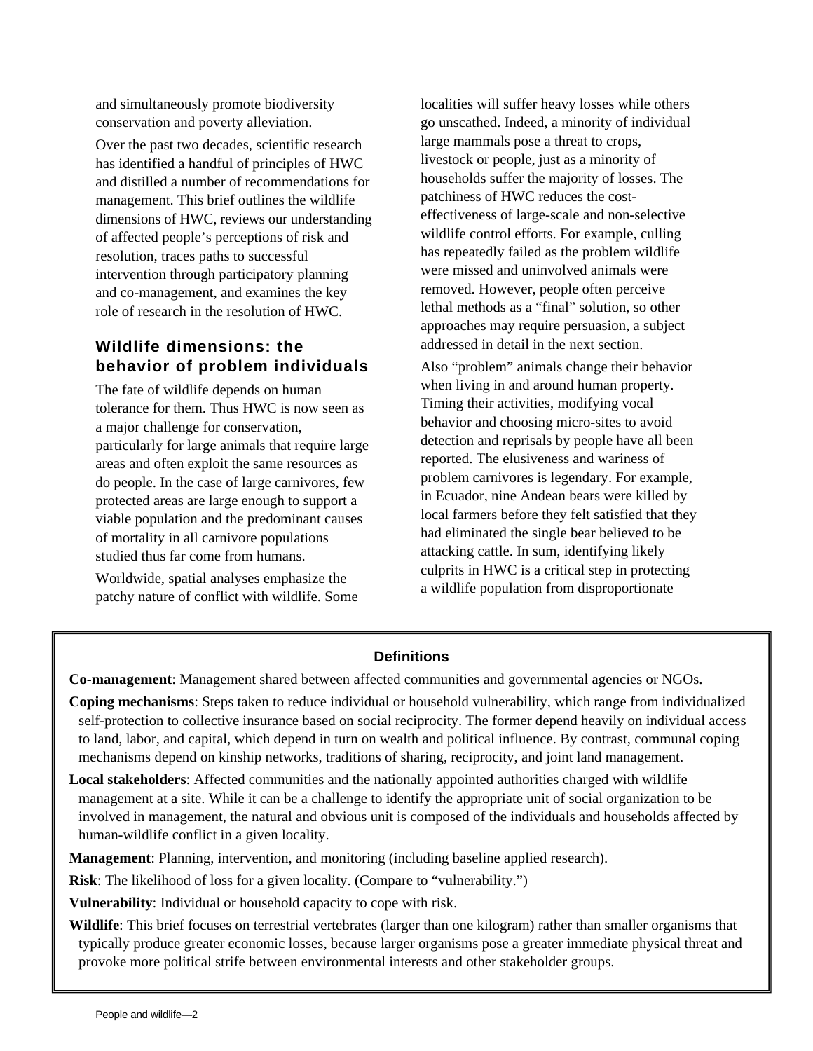and simultaneously promote biodiversity conservation and poverty alleviation.

Over the past two decades, scientific research has identified a handful of principles of HWC and distilled a number of recommendations for management. This brief outlines the wildlife dimensions of HWC, reviews our understanding of affected people's perceptions of risk and resolution, traces paths to successful intervention through participatory planning and co-management, and examines the key role of research in the resolution of HWC.

## Wildlife dimensions: the behavior of problem individuals

The fate of wildlife depends on human tolerance for them. Thus HWC is now seen as a major challenge for conservation, particularly for large animals that require large areas and often exploit the same resources as do people. In the case of large carnivores, few protected areas are large enough to support a viable population and the predominant causes of mortality in all carnivore populations studied thus far come from humans.

Worldwide, spatial analyses emphasize the patchy nature of conflict with wildlife. Some localities will suffer heavy losses while others go unscathed. Indeed, a minority of individual large mammals pose a threat to crops, livestock or people, just as a minority of households suffer the majority of losses. The patchiness of HWC reduces the cost-effectiveness of large-scale and non-selective wildlife control efforts. For example, culling has repeatedly failed as the problem wildlife were missed and uninvolved animals were removed. However, people often perceive lethal methods as a "final" solution, so other approaches may require persuasion, a subject addressed in detail in the next section.

Also "problem" animals change their behavior when living in and around human property. Timing their activities, modifying vocal behavior and choosing micro-sites to avoid detection and reprisals by people have all been reported. The elusiveness and wariness of problem carnivores is legendary. For example, in Ecuador, nine Andean bears were killed by local farmers before they felt satisfied that they had eliminated the single bear believed to be attacking cattle. In sum, identifying likely culprits in HWC is a critical step in protecting a wildlife population from disproportionate

### Definitions

**Co-management**: Management shared between affected communities and governmental agencies or NGOs.

**Coping mechanisms**: Steps taken to reduce individual or household vulnerability, which range from individualized self-protection to collective insurance based on social reciprocity. The former depend heavily on individual access to land, labor, and capital, which depend in turn on wealth and political influence. By contrast, communal coping mechanisms depend on kinship networks, traditions of sharing, reciprocity, and joint land management.

**Local stakeholders**: Affected communities and the nationally appointed authorities charged with wildlife management at a site. While it can be a challenge to identify the appropriate unit of social organization to be involved in management, the natural and obvious unit is composed of the individuals and households affected by human-wildlife conflict in a given locality.

**Management**: Planning, intervention, and monitoring (including baseline applied research).

**Risk**: The likelihood of loss for a given locality. (Compare to "vulnerability.")

**Vulnerability**: Individual or household capacity to cope with risk.

**Wildlife**: This brief focuses on terrestrial vertebrates (larger than one kilogram) rather than smaller organisms that typically produce greater economic losses, because larger organisms pose a greater immediate physical threat and provoke more political strife between environmental interests and other stakeholder groups.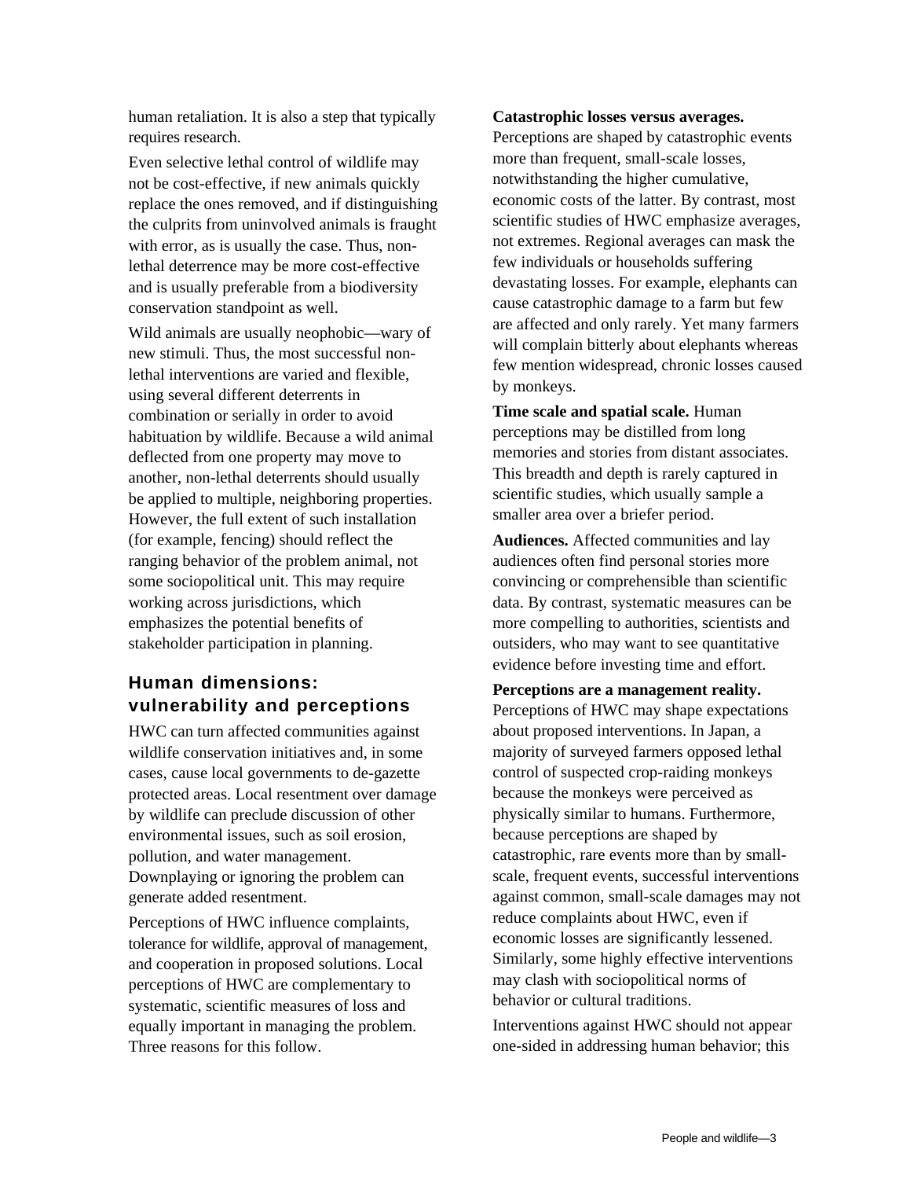human retaliation. It is also a step that typically requires research.

Even selective lethal control of wildlife may not be cost-effective, if new animals quickly replace the ones removed, and if distinguishing the culprits from uninvolved animals is fraught with error, as is usually the case. Thus, non-lethal deterrence may be more cost-effective and is usually preferable from a biodiversity conservation standpoint as well.

Wild animals are usually neophobic—wary of new stimuli. Thus, the most successful non-lethal interventions are varied and flexible, using several different deterrents in combination or serially in order to avoid habituation by wildlife. Because a wild animal deflected from one property may move to another, non-lethal deterrents should usually be applied to multiple, neighboring properties. However, the full extent of such installation (for example, fencing) should reflect the ranging behavior of the problem animal, not some sociopolitical unit. This may require working across jurisdictions, which emphasizes the potential benefits of stakeholder participation in planning.

## Human dimensions: vulnerability and perceptions

HWC can turn affected communities against wildlife conservation initiatives and, in some cases, cause local governments to de-gazette protected areas. Local resentment over damage by wildlife can preclude discussion of other environmental issues, such as soil erosion, pollution, and water management. Downplaying or ignoring the problem can generate added resentment.

Perceptions of HWC influence complaints, tolerance for wildlife, approval of management, and cooperation in proposed solutions. Local perceptions of HWC are complementary to systematic, scientific measures of loss and equally important in managing the problem. Three reasons for this follow.

**Catastrophic losses versus averages.** Perceptions are shaped by catastrophic events more than frequent, small-scale losses, notwithstanding the higher cumulative, economic costs of the latter. By contrast, most scientific studies of HWC emphasize averages, not extremes. Regional averages can mask the few individuals or households suffering devastating losses. For example, elephants can cause catastrophic damage to a farm but few are affected and only rarely. Yet many farmers will complain bitterly about elephants whereas few mention widespread, chronic losses caused by monkeys.

**Time scale and spatial scale.** Human perceptions may be distilled from long memories and stories from distant associates. This breadth and depth is rarely captured in scientific studies, which usually sample a smaller area over a briefer period.

**Audiences.** Affected communities and lay audiences often find personal stories more convincing or comprehensible than scientific data. By contrast, systematic measures can be more compelling to authorities, scientists and outsiders, who may want to see quantitative evidence before investing time and effort.

**Perceptions are a management reality.** Perceptions of HWC may shape expectations about proposed interventions. In Japan, a majority of surveyed farmers opposed lethal control of suspected crop-raiding monkeys because the monkeys were perceived as physically similar to humans. Furthermore, because perceptions are shaped by catastrophic, rare events more than by small-scale, frequent events, successful interventions against common, small-scale damages may not reduce complaints about HWC, even if economic losses are significantly lessened. Similarly, some highly effective interventions may clash with sociopolitical norms of behavior or cultural traditions.

Interventions against HWC should not appear one-sided in addressing human behavior; this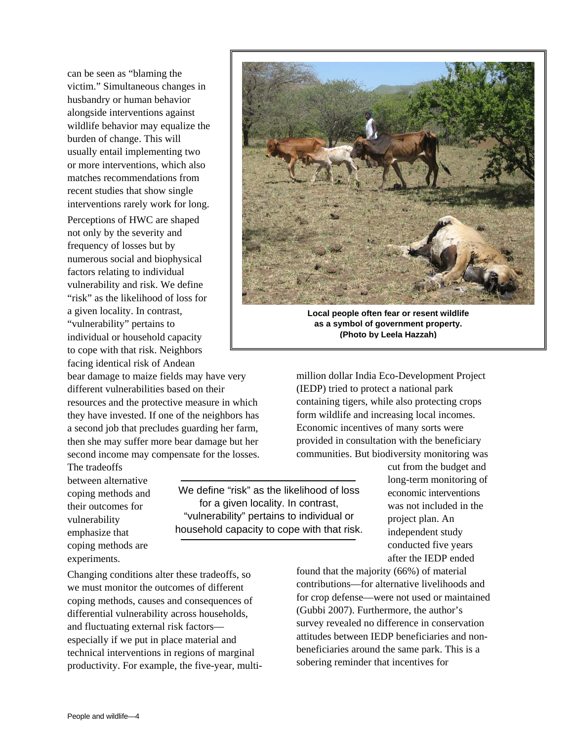can be seen as "blaming the victim." Simultaneous changes in husbandry or human behavior alongside interventions against wildlife behavior may equalize the burden of change. This will usually entail implementing two or more interventions, which also matches recommendations from recent studies that show single interventions rarely work for long.

Perceptions of HWC are shaped not only by the severity and frequency of losses but by numerous social and biophysical factors relating to individual vulnerability and risk. We define "risk" as the likelihood of loss for a given locality. In contrast, "vulnerability" pertains to individual or household capacity to cope with that risk. Neighbors facing identical risk of Andean bear damage to maize fields may have very different vulnerabilities based on their resources and the protective measure in which they have invested. If one of the neighbors has a second job that precludes guarding her farm, then she may suffer more bear damage but her second income may compensate for the losses. The tradeoffs between alternative coping methods and their outcomes for vulnerability emphasize that coping methods are experiments.

**Local people often fear or resent wildlife as a symbol of government property. (Photo by Leela Hazzah)**

> We define "risk" as the likelihood of loss for a given locality. In contrast, "vulnerability" pertains to individual or household capacity to cope with that risk.

Changing conditions alter these tradeoffs, so we must monitor the outcomes of different coping methods, causes and consequences of differential vulnerability across households, and fluctuating external risk factors—especially if we put in place material and technical interventions in regions of marginal productivity. For example, the five-year, multi-million dollar India Eco-Development Project (IEDP) tried to protect a national park containing tigers, while also protecting crops form wildlife and increasing local incomes. Economic incentives of many sorts were provided in consultation with the beneficiary communities. But biodiversity monitoring was cut from the budget and long-term monitoring of economic interventions was not included in the project plan. An independent study conducted five years after the IEDP ended found that the majority (66%) of material contributions—for alternative livelihoods and for crop defense—were not used or maintained (Gubbi 2007). Furthermore, the author's survey revealed no difference in conservation attitudes between IEDP beneficiaries and non-beneficiaries around the same park. This is a sobering reminder that incentives for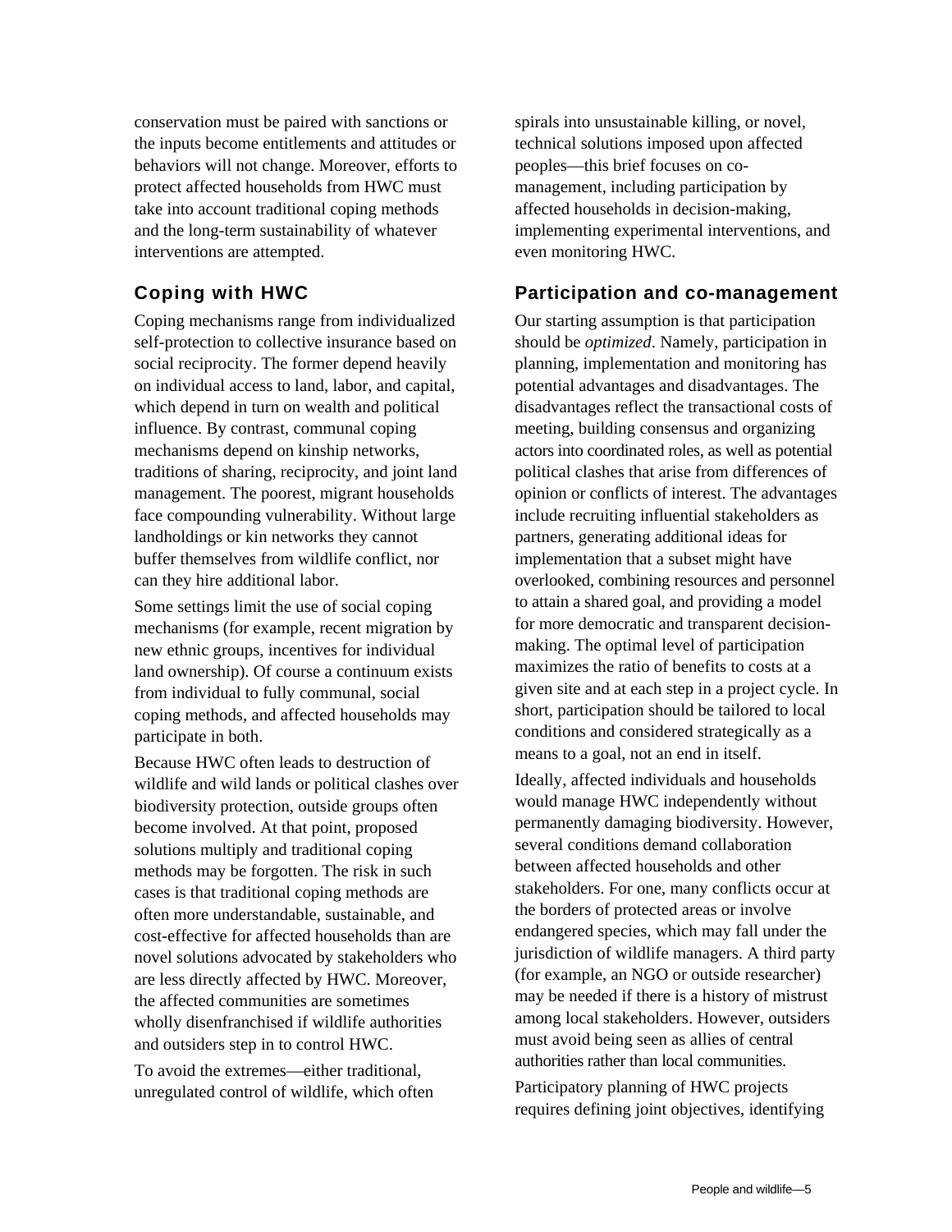conservation must be paired with sanctions or the inputs become entitlements and attitudes or behaviors will not change. Moreover, efforts to protect affected households from HWC must take into account traditional coping methods and the long-term sustainability of whatever interventions are attempted.

## Coping with HWC

Coping mechanisms range from individualized self-protection to collective insurance based on social reciprocity. The former depend heavily on individual access to land, labor, and capital, which depend in turn on wealth and political influence. By contrast, communal coping mechanisms depend on kinship networks, traditions of sharing, reciprocity, and joint land management. The poorest, migrant households face compounding vulnerability. Without large landholdings or kin networks they cannot buffer themselves from wildlife conflict, nor can they hire additional labor.

Some settings limit the use of social coping mechanisms (for example, recent migration by new ethnic groups, incentives for individual land ownership). Of course a continuum exists from individual to fully communal, social coping methods, and affected households may participate in both.

Because HWC often leads to destruction of wildlife and wild lands or political clashes over biodiversity protection, outside groups often become involved. At that point, proposed solutions multiply and traditional coping methods may be forgotten. The risk in such cases is that traditional coping methods are often more understandable, sustainable, and cost-effective for affected households than are novel solutions advocated by stakeholders who are less directly affected by HWC. Moreover, the affected communities are sometimes wholly disenfranchised if wildlife authorities and outsiders step in to control HWC.

To avoid the extremes—either traditional, unregulated control of wildlife, which often spirals into unsustainable killing, or novel, technical solutions imposed upon affected peoples—this brief focuses on co-management, including participation by affected households in decision-making, implementing experimental interventions, and even monitoring HWC.

## Participation and co-management

Our starting assumption is that participation should be *optimized*. Namely, participation in planning, implementation and monitoring has potential advantages and disadvantages. The disadvantages reflect the transactional costs of meeting, building consensus and organizing actors into coordinated roles, as well as potential political clashes that arise from differences of opinion or conflicts of interest. The advantages include recruiting influential stakeholders as partners, generating additional ideas for implementation that a subset might have overlooked, combining resources and personnel to attain a shared goal, and providing a model for more democratic and transparent decision-making. The optimal level of participation maximizes the ratio of benefits to costs at a given site and at each step in a project cycle. In short, participation should be tailored to local conditions and considered strategically as a means to a goal, not an end in itself.

Ideally, affected individuals and households would manage HWC independently without permanently damaging biodiversity. However, several conditions demand collaboration between affected households and other stakeholders. For one, many conflicts occur at the borders of protected areas or involve endangered species, which may fall under the jurisdiction of wildlife managers. A third party (for example, an NGO or outside researcher) may be needed if there is a history of mistrust among local stakeholders. However, outsiders must avoid being seen as allies of central authorities rather than local communities.

Participatory planning of HWC projects requires defining joint objectives, identifying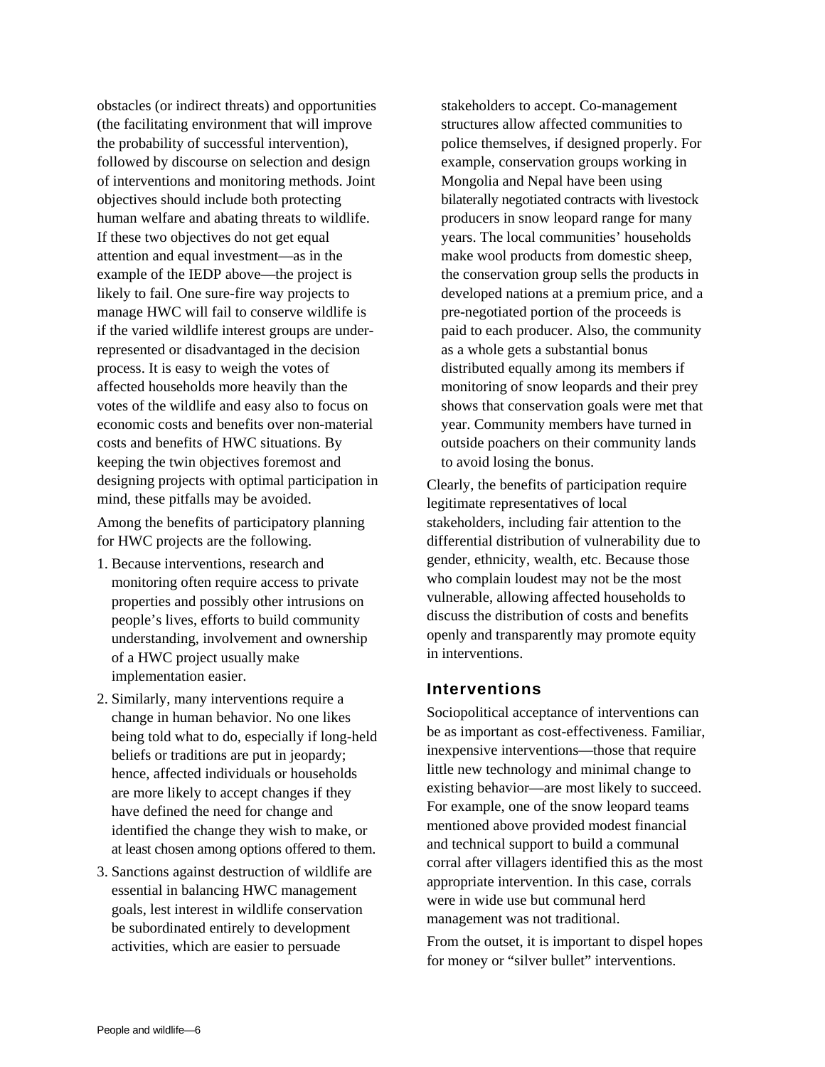obstacles (or indirect threats) and opportunities (the facilitating environment that will improve the probability of successful intervention), followed by discourse on selection and design of interventions and monitoring methods. Joint objectives should include both protecting human welfare and abating threats to wildlife. If these two objectives do not get equal attention and equal investment—as in the example of the IEDP above—the project is likely to fail. One sure-fire way projects to manage HWC will fail to conserve wildlife is if the varied wildlife interest groups are under-represented or disadvantaged in the decision process. It is easy to weigh the votes of affected households more heavily than the votes of the wildlife and easy also to focus on economic costs and benefits over non-material costs and benefits of HWC situations. By keeping the twin objectives foremost and designing projects with optimal participation in mind, these pitfalls may be avoided.

Among the benefits of participatory planning for HWC projects are the following.

1. Because interventions, research and monitoring often require access to private properties and possibly other intrusions on people's lives, efforts to build community understanding, involvement and ownership of a HWC project usually make implementation easier.
2. Similarly, many interventions require a change in human behavior. No one likes being told what to do, especially if long-held beliefs or traditions are put in jeopardy; hence, affected individuals or households are more likely to accept changes if they have defined the need for change and identified the change they wish to make, or at least chosen among options offered to them.
3. Sanctions against destruction of wildlife are essential in balancing HWC management goals, lest interest in wildlife conservation be subordinated entirely to development activities, which are easier to persuade stakeholders to accept. Co-management structures allow affected communities to police themselves, if designed properly. For example, conservation groups working in Mongolia and Nepal have been using bilaterally negotiated contracts with livestock producers in snow leopard range for many years. The local communities' households make wool products from domestic sheep, the conservation group sells the products in developed nations at a premium price, and a pre-negotiated portion of the proceeds is paid to each producer. Also, the community as a whole gets a substantial bonus distributed equally among its members if monitoring of snow leopards and their prey shows that conservation goals were met that year. Community members have turned in outside poachers on their community lands to avoid losing the bonus.

Clearly, the benefits of participation require legitimate representatives of local stakeholders, including fair attention to the differential distribution of vulnerability due to gender, ethnicity, wealth, etc. Because those who complain loudest may not be the most vulnerable, allowing affected households to discuss the distribution of costs and benefits openly and transparently may promote equity in interventions.

## Interventions

Sociopolitical acceptance of interventions can be as important as cost-effectiveness. Familiar, inexpensive interventions—those that require little new technology and minimal change to existing behavior—are most likely to succeed. For example, one of the snow leopard teams mentioned above provided modest financial and technical support to build a communal corral after villagers identified this as the most appropriate intervention. In this case, corrals were in wide use but communal herd management was not traditional.

From the outset, it is important to dispel hopes for money or "silver bullet" interventions.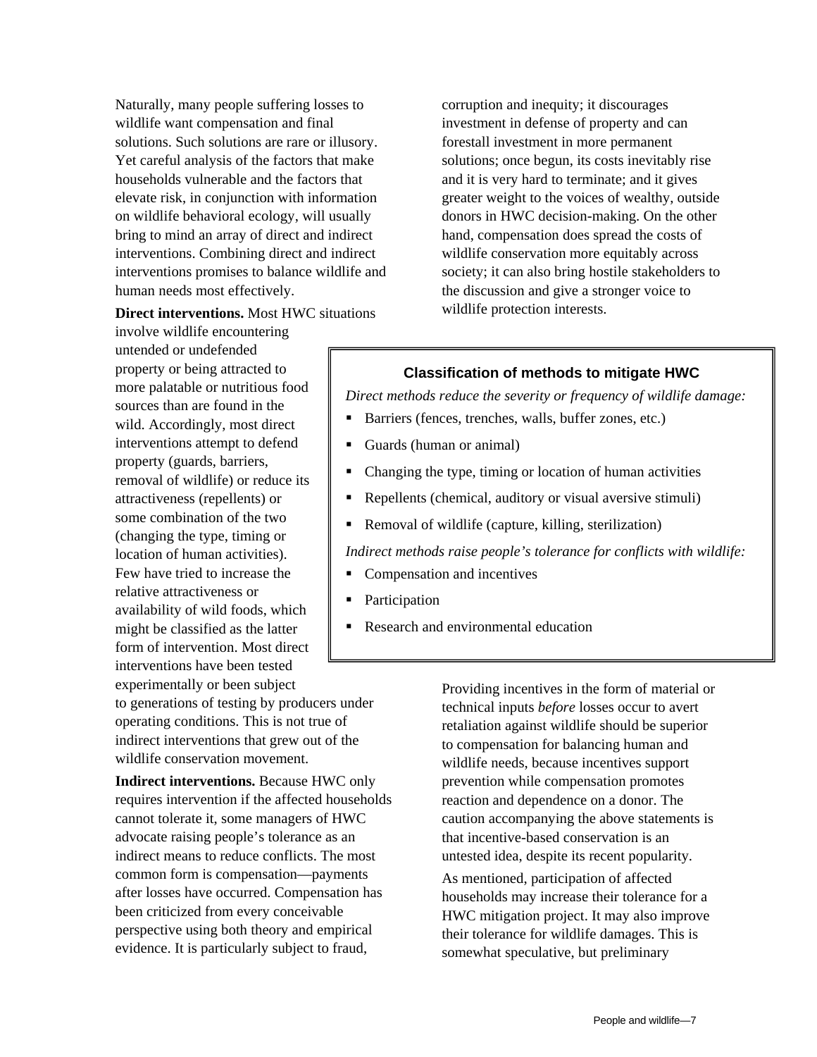Naturally, many people suffering losses to wildlife want compensation and final solutions. Such solutions are rare or illusory. Yet careful analysis of the factors that make households vulnerable and the factors that elevate risk, in conjunction with information on wildlife behavioral ecology, will usually bring to mind an array of direct and indirect interventions. Combining direct and indirect interventions promises to balance wildlife and human needs most effectively.

**Direct interventions.** Most HWC situations involve wildlife encountering untended or undefended property or being attracted to more palatable or nutritious food sources than are found in the wild. Accordingly, most direct interventions attempt to defend property (guards, barriers, removal of wildlife) or reduce its attractiveness (repellents) or some combination of the two (changing the type, timing or location of human activities). Few have tried to increase the relative attractiveness or availability of wild foods, which might be classified as the latter form of intervention. Most direct interventions have been tested experimentally or been subject to generations of testing by producers under operating conditions. This is not true of indirect interventions that grew out of the wildlife conservation movement.

**Indirect interventions.** Because HWC only requires intervention if the affected households cannot tolerate it, some managers of HWC advocate raising people's tolerance as an indirect means to reduce conflicts. The most common form is compensation—payments after losses have occurred. Compensation has been criticized from every conceivable perspective using both theory and empirical evidence. It is particularly subject to fraud, corruption and inequity; it discourages investment in defense of property and can forestall investment in more permanent solutions; once begun, its costs inevitably rise and it is very hard to terminate; and it gives greater weight to the voices of wealthy, outside donors in HWC decision-making. On the other hand, compensation does spread the costs of wildlife conservation more equitably across society; it can also bring hostile stakeholders to the discussion and give a stronger voice to wildlife protection interests.

### Classification of methods to mitigate HWC

*Direct methods reduce the severity or frequency of wildlife damage:*

- Barriers (fences, trenches, walls, buffer zones, etc.)
- Guards (human or animal)
- Changing the type, timing or location of human activities
- Repellents (chemical, auditory or visual aversive stimuli)
- Removal of wildlife (capture, killing, sterilization)

*Indirect methods raise people's tolerance for conflicts with wildlife:*

- Compensation and incentives
- Participation
- Research and environmental education

Providing incentives in the form of material or technical inputs *before* losses occur to avert retaliation against wildlife should be superior to compensation for balancing human and wildlife needs, because incentives support prevention while compensation promotes reaction and dependence on a donor. The caution accompanying the above statements is that incentive-based conservation is an untested idea, despite its recent popularity.

As mentioned, participation of affected households may increase their tolerance for a HWC mitigation project. It may also improve their tolerance for wildlife damages. This is somewhat speculative, but preliminary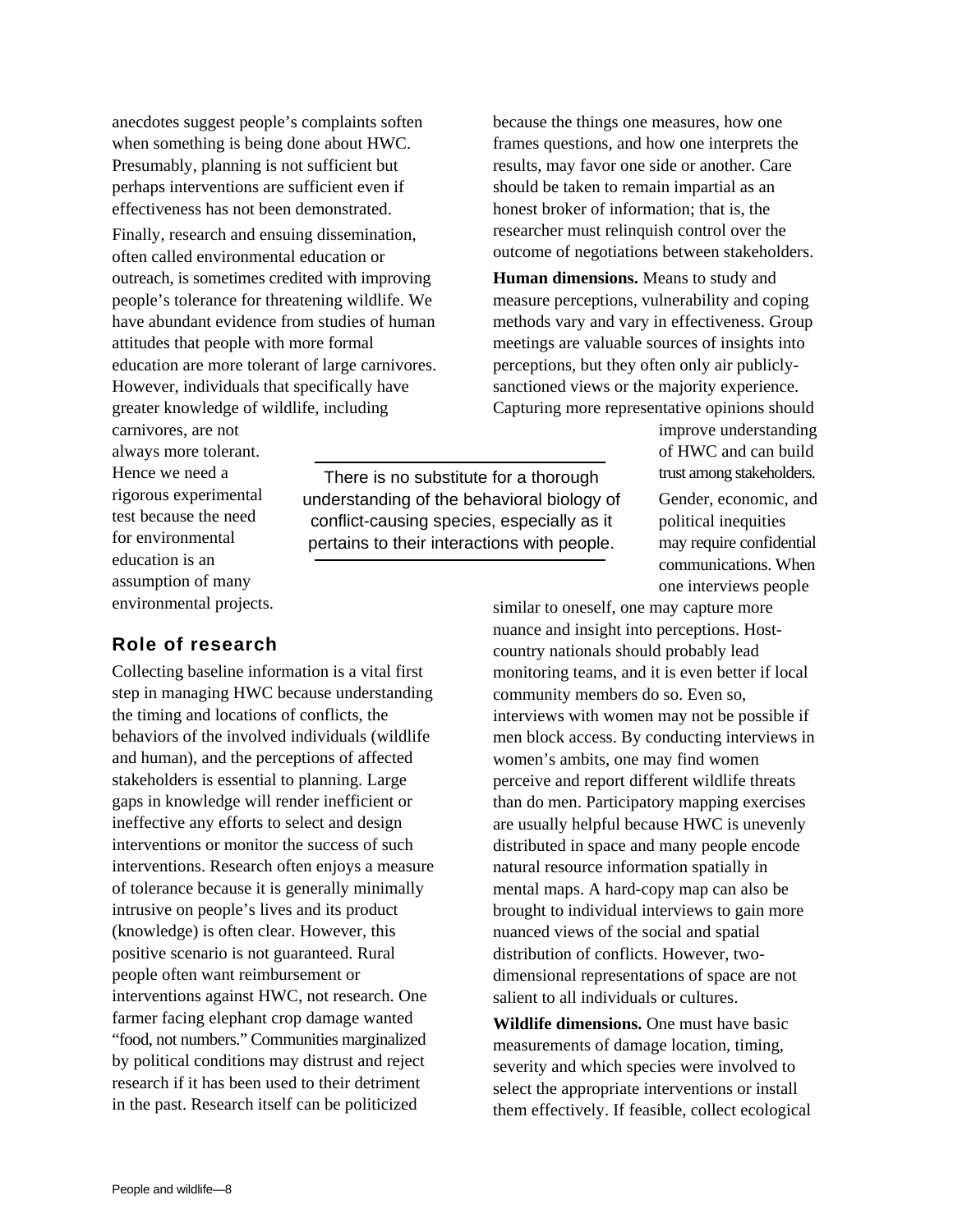anecdotes suggest people's complaints soften when something is being done about HWC. Presumably, planning is not sufficient but perhaps interventions are sufficient even if effectiveness has not been demonstrated.

Finally, research and ensuing dissemination, often called environmental education or outreach, is sometimes credited with improving people's tolerance for threatening wildlife. We have abundant evidence from studies of human attitudes that people with more formal education are more tolerant of large carnivores. However, individuals that specifically have greater knowledge of wildlife, including carnivores, are not always more tolerant. Hence we need a rigorous experimental test because the need for environmental education is an assumption of many environmental projects.

> There is no substitute for a thorough understanding of the behavioral biology of conflict-causing species, especially as it pertains to their interactions with people.

## Role of research

Collecting baseline information is a vital first step in managing HWC because understanding the timing and locations of conflicts, the behaviors of the involved individuals (wildlife and human), and the perceptions of affected stakeholders is essential to planning. Large gaps in knowledge will render inefficient or ineffective any efforts to select and design interventions or monitor the success of such interventions. Research often enjoys a measure of tolerance because it is generally minimally intrusive on people's lives and its product (knowledge) is often clear. However, this positive scenario is not guaranteed. Rural people often want reimbursement or interventions against HWC, not research. One farmer facing elephant crop damage wanted "food, not numbers." Communities marginalized by political conditions may distrust and reject research if it has been used to their detriment in the past. Research itself can be politicized because the things one measures, how one frames questions, and how one interprets the results, may favor one side or another. Care should be taken to remain impartial as an honest broker of information; that is, the researcher must relinquish control over the outcome of negotiations between stakeholders.

**Human dimensions.** Means to study and measure perceptions, vulnerability and coping methods vary and vary in effectiveness. Group meetings are valuable sources of insights into perceptions, but they often only air publicly-sanctioned views or the majority experience. Capturing more representative opinions should improve understanding of HWC and can build trust among stakeholders. Gender, economic, and political inequities may require confidential communications. When one interviews people similar to oneself, one may capture more nuance and insight into perceptions. Host-country nationals should probably lead monitoring teams, and it is even better if local community members do so. Even so, interviews with women may not be possible if men block access. By conducting interviews in women's ambits, one may find women perceive and report different wildlife threats than do men. Participatory mapping exercises are usually helpful because HWC is unevenly distributed in space and many people encode natural resource information spatially in mental maps. A hard-copy map can also be brought to individual interviews to gain more nuanced views of the social and spatial distribution of conflicts. However, two-dimensional representations of space are not salient to all individuals or cultures.

**Wildlife dimensions.** One must have basic measurements of damage location, timing, severity and which species were involved to select the appropriate interventions or install them effectively. If feasible, collect ecological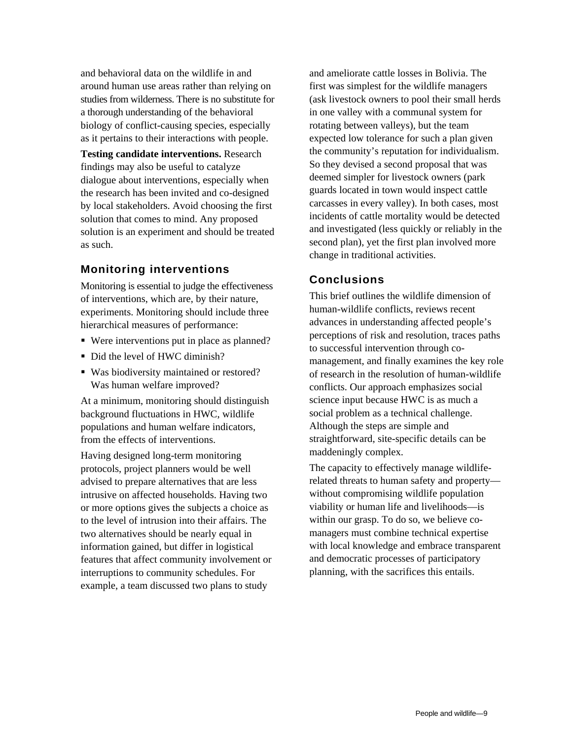and behavioral data on the wildlife in and around human use areas rather than relying on studies from wilderness. There is no substitute for a thorough understanding of the behavioral biology of conflict-causing species, especially as it pertains to their interactions with people.

**Testing candidate interventions.** Research findings may also be useful to catalyze dialogue about interventions, especially when the research has been invited and co-designed by local stakeholders. Avoid choosing the first solution that comes to mind. Any proposed solution is an experiment and should be treated as such.

## Monitoring interventions

Monitoring is essential to judge the effectiveness of interventions, which are, by their nature, experiments. Monitoring should include three hierarchical measures of performance:

- Were interventions put in place as planned?
- Did the level of HWC diminish?
- Was biodiversity maintained or restored? Was human welfare improved?

At a minimum, monitoring should distinguish background fluctuations in HWC, wildlife populations and human welfare indicators, from the effects of interventions.

Having designed long-term monitoring protocols, project planners would be well advised to prepare alternatives that are less intrusive on affected households. Having two or more options gives the subjects a choice as to the level of intrusion into their affairs. The two alternatives should be nearly equal in information gained, but differ in logistical features that affect community involvement or interruptions to community schedules. For example, a team discussed two plans to study and ameliorate cattle losses in Bolivia. The first was simplest for the wildlife managers (ask livestock owners to pool their small herds in one valley with a communal system for rotating between valleys), but the team expected low tolerance for such a plan given the community's reputation for individualism. So they devised a second proposal that was deemed simpler for livestock owners (park guards located in town would inspect cattle carcasses in every valley). In both cases, most incidents of cattle mortality would be detected and investigated (less quickly or reliably in the second plan), yet the first plan involved more change in traditional activities.

## Conclusions

This brief outlines the wildlife dimension of human-wildlife conflicts, reviews recent advances in understanding affected people's perceptions of risk and resolution, traces paths to successful intervention through co-management, and finally examines the key role of research in the resolution of human-wildlife conflicts. Our approach emphasizes social science input because HWC is as much a social problem as a technical challenge. Although the steps are simple and straightforward, site-specific details can be maddeningly complex.

The capacity to effectively manage wildlife-related threats to human safety and property—without compromising wildlife population viability or human life and livelihoods—is within our grasp. To do so, we believe co-managers must combine technical expertise with local knowledge and embrace transparent and democratic processes of participatory planning, with the sacrifices this entails.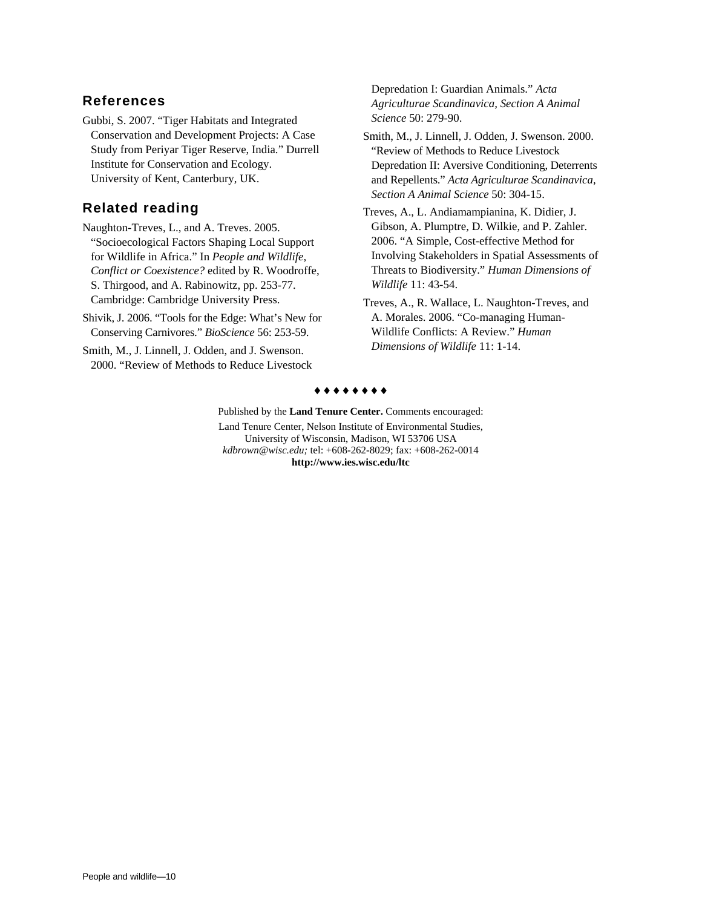## References

Gubbi, S. 2007. "Tiger Habitats and Integrated Conservation and Development Projects: A Case Study from Periyar Tiger Reserve, India." Durrell Institute for Conservation and Ecology. University of Kent, Canterbury, UK.

## Related reading

Naughton-Treves, L., and A. Treves. 2005. "Socioecological Factors Shaping Local Support for Wildlife in Africa." In *People and Wildlife, Conflict or Coexistence?* edited by R. Woodroffe, S. Thirgood, and A. Rabinowitz, pp. 253-77. Cambridge: Cambridge University Press.

Shivik, J. 2006. "Tools for the Edge: What's New for Conserving Carnivores." *BioScience* 56: 253-59.

Smith, M., J. Linnell, J. Odden, and J. Swenson. 2000. "Review of Methods to Reduce Livestock Depredation I: Guardian Animals." *Acta Agriculturae Scandinavica, Section A Animal Science* 50: 279-90.

Smith, M., J. Linnell, J. Odden, J. Swenson. 2000. "Review of Methods to Reduce Livestock Depredation II: Aversive Conditioning, Deterrents and Repellents." *Acta Agriculturae Scandinavica, Section A Animal Science* 50: 304-15.

Treves, A., L. Andiamampianina, K. Didier, J. Gibson, A. Plumptre, D. Wilkie, and P. Zahler. 2006. "A Simple, Cost-effective Method for Involving Stakeholders in Spatial Assessments of Threats to Biodiversity." *Human Dimensions of Wildlife* 11: 43-54.

Treves, A., R. Wallace, L. Naughton-Treves, and A. Morales. 2006. "Co-managing Human-Wildlife Conflicts: A Review." *Human Dimensions of Wildlife* 11: 1-14.

♦♦♦♦♦♦♦♦

Published by the **Land Tenure Center.** Comments encouraged:

Land Tenure Center, Nelson Institute of Environmental Studies,
University of Wisconsin, Madison, WI 53706 USA
*kdbrown@wisc.edu;* tel: +608-262-8029; fax: +608-262-0014
**http://www.ies.wisc.edu/ltc**